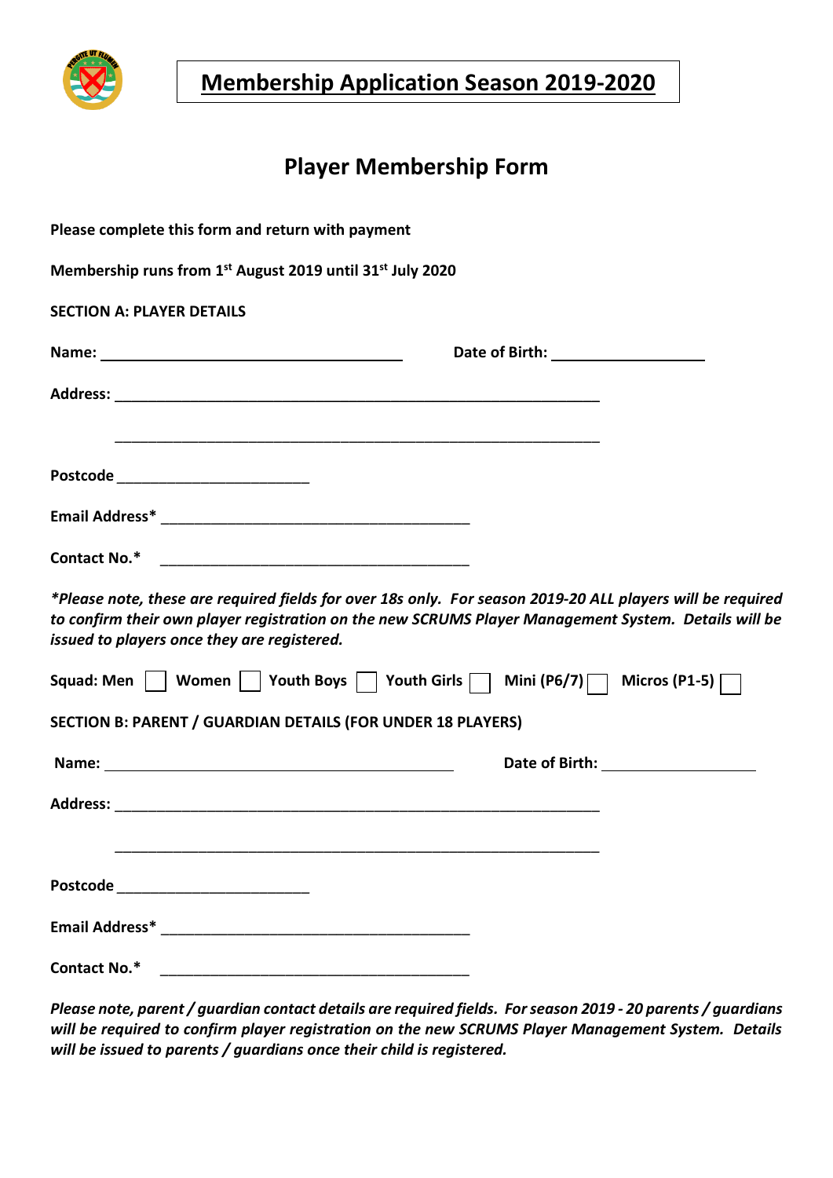# Membership Application Season 2019-2020

## Player Membership Form

**Please complete this form and return with payment**

**Membership runs from 1st August 2019 until 31st July 2020**

**SECTION A: PLAYER DETAILS**

**Name:** ________________________________ **Date of Birth:** ________________

**Address:** ____________________________________________________

____________________________________________________

**Postcode** ______________________

**Email Address*** ___________________________________

**Contact No.*** ___________________________________

*\*Please note, these are required fields for over 18s only. For season 2019-20 ALL players will be required to confirm their own player registration on the new SCRUMS Player Management System. Details will be issued to players once they are registered.*

**Squad: Men** ☐ **Women** ☐ **Youth Boys** ☐ **Youth Girls** ☐ **Mini (P6/7)** ☐ **Micros (P1-5)** ☐

**SECTION B: PARENT / GUARDIAN DETAILS (FOR UNDER 18 PLAYERS)**

**Name:** ________________________________ **Date of Birth:** ________________

**Address:** ____________________________________________________

____________________________________________________

**Postcode** ______________________

**Email Address*** ___________________________________

**Contact No.*** ___________________________________

*Please note, parent / guardian contact details are required fields. For season 2019 - 20 parents / guardians will be required to confirm player registration on the new SCRUMS Player Management System. Details will be issued to parents / guardians once their child is registered.*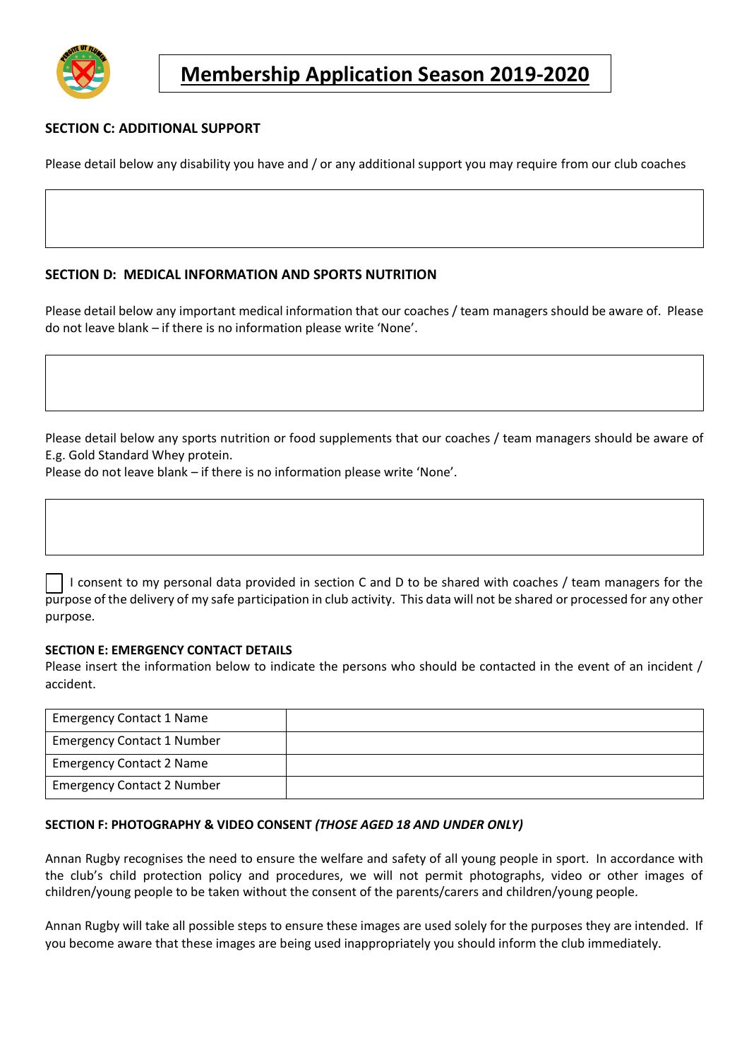# Membership Application Season 2019-2020

**SECTION C: ADDITIONAL SUPPORT**

Please detail below any disability you have and / or any additional support you may require from our club coaches

**SECTION D: MEDICAL INFORMATION AND SPORTS NUTRITION**

Please detail below any important medical information that our coaches / team managers should be aware of. Please do not leave blank – if there is no information please write 'None'.

Please detail below any sports nutrition or food supplements that our coaches / team managers should be aware of E.g. Gold Standard Whey protein.
Please do not leave blank – if there is no information please write 'None'.

☐ I consent to my personal data provided in section C and D to be shared with coaches / team managers for the purpose of the delivery of my safe participation in club activity. This data will not be shared or processed for any other purpose.

**SECTION E: EMERGENCY CONTACT DETAILS**

Please insert the information below to indicate the persons who should be contacted in the event of an incident / accident.

| | |
|---|---|
| Emergency Contact 1 Name | |
| Emergency Contact 1 Number | |
| Emergency Contact 2 Name | |
| Emergency Contact 2 Number | |

**SECTION F: PHOTOGRAPHY & VIDEO CONSENT** ***(THOSE AGED 18 AND UNDER ONLY)***

Annan Rugby recognises the need to ensure the welfare and safety of all young people in sport. In accordance with the club's child protection policy and procedures, we will not permit photographs, video or other images of children/young people to be taken without the consent of the parents/carers and children/young people.

Annan Rugby will take all possible steps to ensure these images are used solely for the purposes they are intended. If you become aware that these images are being used inappropriately you should inform the club immediately.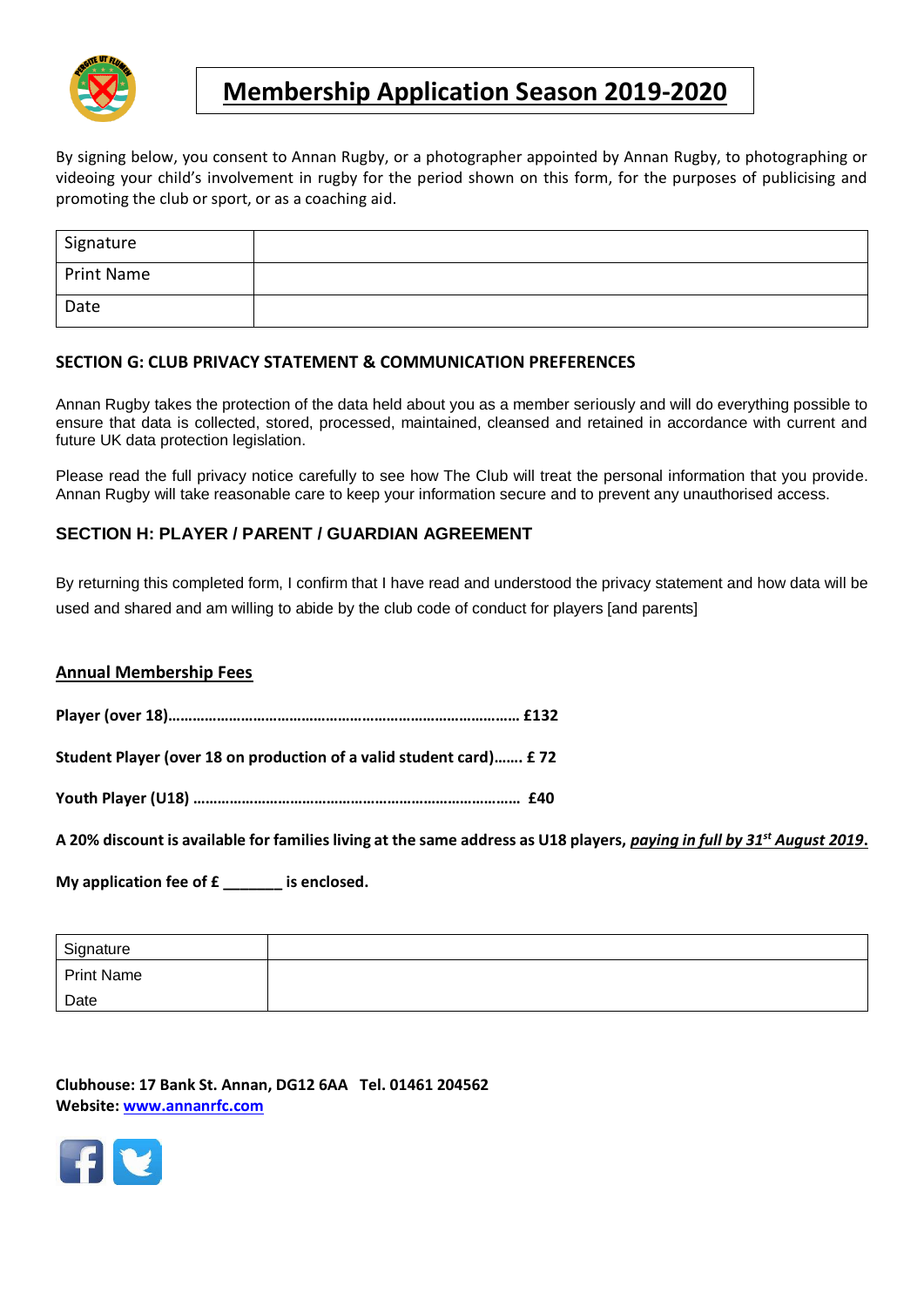# Membership Application Season 2019-2020

By signing below, you consent to Annan Rugby, or a photographer appointed by Annan Rugby, to photographing or videoing your child's involvement in rugby for the period shown on this form, for the purposes of publicising and promoting the club or sport, or as a coaching aid.

| | |
|---|---|
| Signature | |
| Print Name | |
| Date | |

### SECTION G: CLUB PRIVACY STATEMENT & COMMUNICATION PREFERENCES

Annan Rugby takes the protection of the data held about you as a member seriously and will do everything possible to ensure that data is collected, stored, processed, maintained, cleansed and retained in accordance with current and future UK data protection legislation.

Please read the full privacy notice carefully to see how The Club will treat the personal information that you provide. Annan Rugby will take reasonable care to keep your information secure and to prevent any unauthorised access.

### SECTION H: PLAYER / PARENT / GUARDIAN AGREEMENT

By returning this completed form, I confirm that I have read and understood the privacy statement and how data will be used and shared and am willing to abide by the club code of conduct for players [and parents]

## Annual Membership Fees

**Player (over 18)………………………………………………………………………… £132**

**Student Player (over 18 on production of a valid student card)……. £ 72**

**Youth Player (U18) …………………………………………………………………… £40**

**A 20% discount is available for families living at the same address as U18 players, *paying in full by 31st August 2019*.**

**My application fee of £ _______ is enclosed.**

| | |
|---|---|
| Signature | |
| Print Name | |
| Date | |

**Clubhouse: 17 Bank St. Annan, DG12 6AA Tel. 01461 204562**
**Website: www.annanrfc.com**